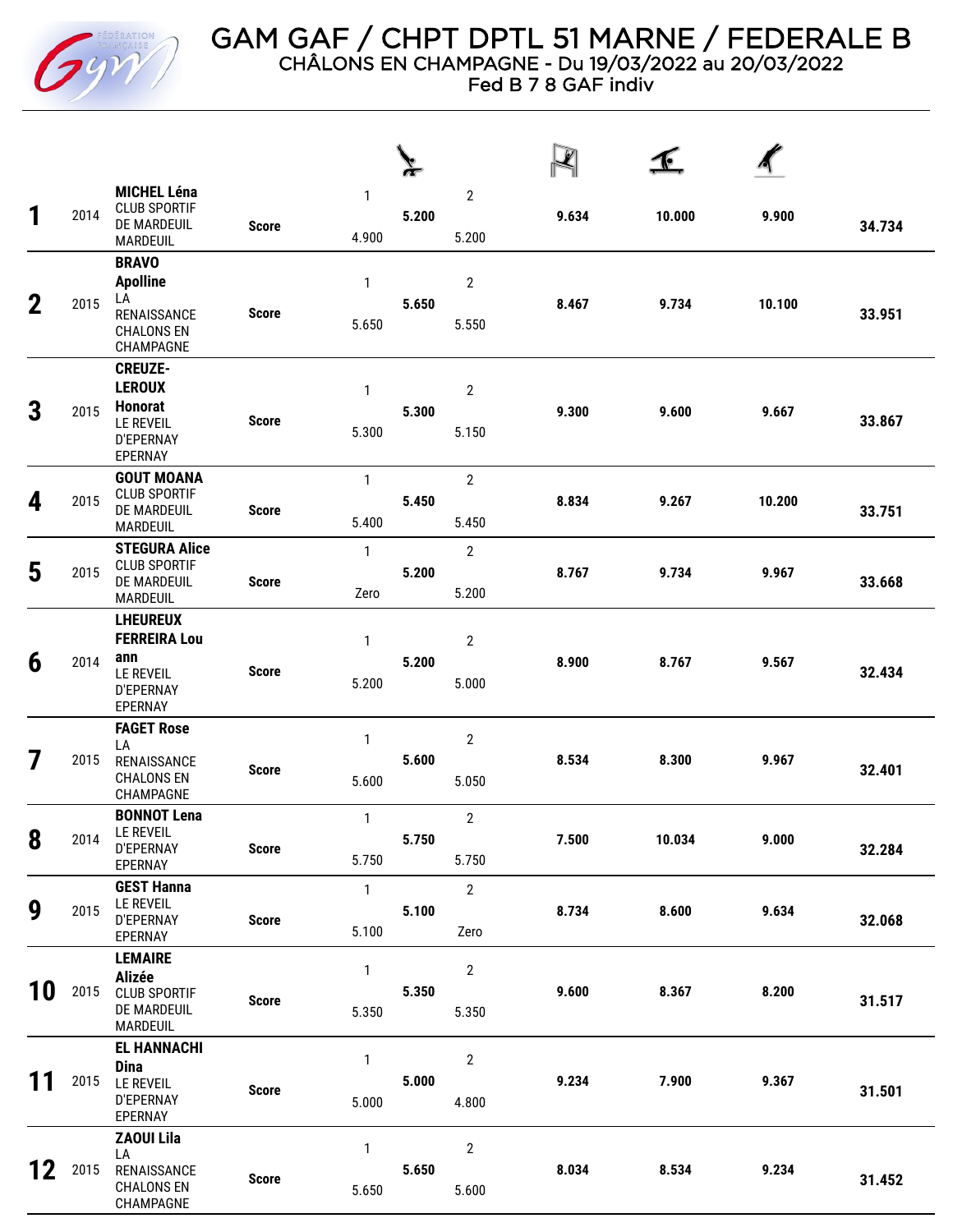# GAM GAF / CHPT DPTL 51 MARNE / FEDERALE B

CHÂLONS EN CHAMPAGNE - Du 19/03/2022 au 20/03/2022

Fed B 7 8 GAF indiv

| Rang | Année | Gymnaste / Club | | Saut 1 | Saut | Saut 2 | Barres | Poutre | Sol | Total |
|---|---|---|---|---|---|---|---|---|---|---|
| 1 | 2014 | **MICHEL Léna** CLUB SPORTIF DE MARDEUIL MARDEUIL | **Score** | 4.900 | **5.200** | 5.200 | **9.634** | **10.000** | **9.900** | **34.734** |
| 2 | 2015 | **BRAVO Apolline** LA RENAISSANCE CHALONS EN CHAMPAGNE | **Score** | 5.650 | **5.650** | 5.550 | **8.467** | **9.734** | **10.100** | **33.951** |
| 3 | 2015 | **CREUZE-LEROUX Honorat** LE REVEIL D'EPERNAY EPERNAY | **Score** | 5.300 | **5.300** | 5.150 | **9.300** | **9.600** | **9.667** | **33.867** |
| 4 | 2015 | **GOUT MOANA** CLUB SPORTIF DE MARDEUIL MARDEUIL | **Score** | 5.400 | **5.450** | 5.450 | **8.834** | **9.267** | **10.200** | **33.751** |
| 5 | 2015 | **STEGURA Alice** CLUB SPORTIF DE MARDEUIL MARDEUIL | **Score** | Zero | **5.200** | 5.200 | **8.767** | **9.734** | **9.967** | **33.668** |
| 6 | 2014 | **LHEUREUX FERREIRA Lou ann** LE REVEIL D'EPERNAY EPERNAY | **Score** | 5.200 | **5.200** | 5.000 | **8.900** | **8.767** | **9.567** | **32.434** |
| 7 | 2015 | **FAGET Rose** LA RENAISSANCE CHALONS EN CHAMPAGNE | **Score** | 5.600 | **5.600** | 5.050 | **8.534** | **8.300** | **9.967** | **32.401** |
| 8 | 2014 | **BONNOT Lena** LE REVEIL D'EPERNAY EPERNAY | **Score** | 5.750 | **5.750** | 5.750 | **7.500** | **10.034** | **9.000** | **32.284** |
| 9 | 2015 | **GEST Hanna** LE REVEIL D'EPERNAY EPERNAY | **Score** | 5.100 | **5.100** | Zero | **8.734** | **8.600** | **9.634** | **32.068** |
| 10 | 2015 | **LEMAIRE Alizée** CLUB SPORTIF DE MARDEUIL MARDEUIL | **Score** | 5.350 | **5.350** | 5.350 | **9.600** | **8.367** | **8.200** | **31.517** |
| 11 | 2015 | **EL HANNACHI Dina** LE REVEIL D'EPERNAY EPERNAY | **Score** | 5.000 | **5.000** | 4.800 | **9.234** | **7.900** | **9.367** | **31.501** |
| 12 | 2015 | **ZAOUI Lila** LA RENAISSANCE CHALONS EN CHAMPAGNE | **Score** | 5.650 | **5.650** | 5.600 | **8.034** | **8.534** | **9.234** | **31.452** |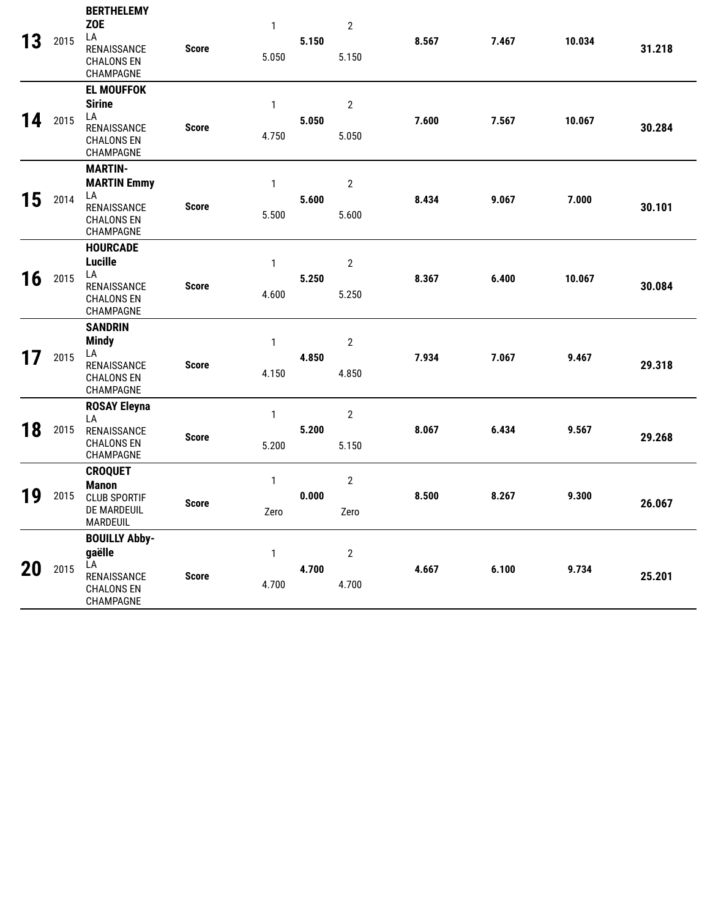| | | | | | | | | | | |
|---|---|---|---|---|---|---|---|---|---|---|
| **13** | 2015 | **BERTHELEMY ZOE** LA RENAISSANCE CHALONS EN CHAMPAGNE | **Score** | 1 5.050 | **5.150** | 2 5.150 | **8.567** | **7.467** | **10.034** | **31.218** |
| **14** | 2015 | **EL MOUFFOK Sirine** LA RENAISSANCE CHALONS EN CHAMPAGNE | **Score** | 1 4.750 | **5.050** | 2 5.050 | **7.600** | **7.567** | **10.067** | **30.284** |
| **15** | 2014 | **MARTIN-MARTIN Emmy** LA RENAISSANCE CHALONS EN CHAMPAGNE | **Score** | 1 5.500 | **5.600** | 2 5.600 | **8.434** | **9.067** | **7.000** | **30.101** |
| **16** | 2015 | **HOURCADE Lucille** LA RENAISSANCE CHALONS EN CHAMPAGNE | **Score** | 1 4.600 | **5.250** | 2 5.250 | **8.367** | **6.400** | **10.067** | **30.084** |
| **17** | 2015 | **SANDRIN Mindy** LA RENAISSANCE CHALONS EN CHAMPAGNE | **Score** | 1 4.150 | **4.850** | 2 4.850 | **7.934** | **7.067** | **9.467** | **29.318** |
| **18** | 2015 | **ROSAY Eleyna** LA RENAISSANCE CHALONS EN CHAMPAGNE | **Score** | 1 5.200 | **5.200** | 2 5.150 | **8.067** | **6.434** | **9.567** | **29.268** |
| **19** | 2015 | **CROQUET Manon** CLUB SPORTIF DE MARDEUIL MARDEUIL | **Score** | 1 Zero | **0.000** | 2 Zero | **8.500** | **8.267** | **9.300** | **26.067** |
| **20** | 2015 | **BOUILLY Abby-gaëlle** LA RENAISSANCE CHALONS EN CHAMPAGNE | **Score** | 1 4.700 | **4.700** | 2 4.700 | **4.667** | **6.100** | **9.734** | **25.201** |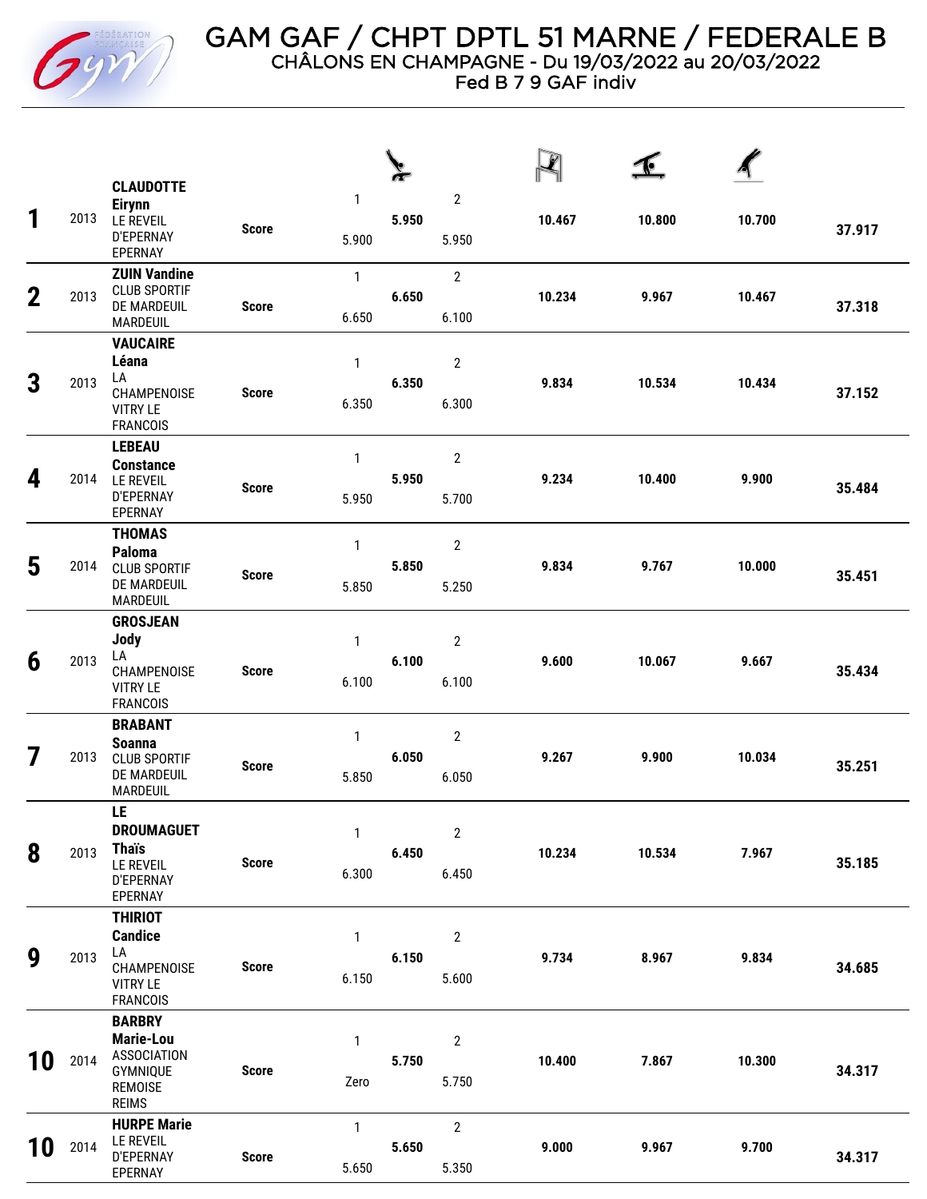# GAM GAF / CHPT DPTL 51 MARNE / FEDERALE B

CHÂLONS EN CHAMPAGNE - Du 19/03/2022 au 20/03/2022

Fed B 7 9 GAF indiv

| Rang | Année | Gymnaste / Club | | Saut 1 | Saut | Saut 2 | Barres | Poutre | Sol | Total |
|---|---|---|---|---|---|---|---|---|---|---|
| 1 | 2013 | CLAUDOTTE Eirynn LE REVEIL D'EPERNAY EPERNAY | Score | 5.900 | 5.950 | 5.950 | 10.467 | 10.800 | 10.700 | 37.917 |
| 2 | 2013 | ZUIN Vandine CLUB SPORTIF DE MARDEUIL MARDEUIL | Score | 6.650 | 6.650 | 6.100 | 10.234 | 9.967 | 10.467 | 37.318 |
| 3 | 2013 | VAUCAIRE Léana LA CHAMPENOISE VITRY LE FRANCOIS | Score | 6.350 | 6.350 | 6.300 | 9.834 | 10.534 | 10.434 | 37.152 |
| 4 | 2014 | LEBEAU Constance LE REVEIL D'EPERNAY EPERNAY | Score | 5.950 | 5.950 | 5.700 | 9.234 | 10.400 | 9.900 | 35.484 |
| 5 | 2014 | THOMAS Paloma CLUB SPORTIF DE MARDEUIL MARDEUIL | Score | 5.850 | 5.850 | 5.250 | 9.834 | 9.767 | 10.000 | 35.451 |
| 6 | 2013 | GROSJEAN Jody LA CHAMPENOISE VITRY LE FRANCOIS | Score | 6.100 | 6.100 | 6.100 | 9.600 | 10.067 | 9.667 | 35.434 |
| 7 | 2013 | BRABANT Soanna CLUB SPORTIF DE MARDEUIL MARDEUIL | Score | 5.850 | 6.050 | 6.050 | 9.267 | 9.900 | 10.034 | 35.251 |
| 8 | 2013 | LE DROUMAGUET Thaïs LE REVEIL D'EPERNAY EPERNAY | Score | 6.300 | 6.450 | 6.450 | 10.234 | 10.534 | 7.967 | 35.185 |
| 9 | 2013 | THIRIOT Candice LA CHAMPENOISE VITRY LE FRANCOIS | Score | 6.150 | 6.150 | 5.600 | 9.734 | 8.967 | 9.834 | 34.685 |
| 10 | 2014 | BARBRY Marie-Lou ASSOCIATION GYMNIQUE REMOISE REIMS | Score | Zero | 5.750 | 5.750 | 10.400 | 7.867 | 10.300 | 34.317 |
| 10 | 2014 | HURPE Marie LE REVEIL D'EPERNAY EPERNAY | Score | 5.650 | 5.650 | 5.350 | 9.000 | 9.967 | 9.700 | 34.317 |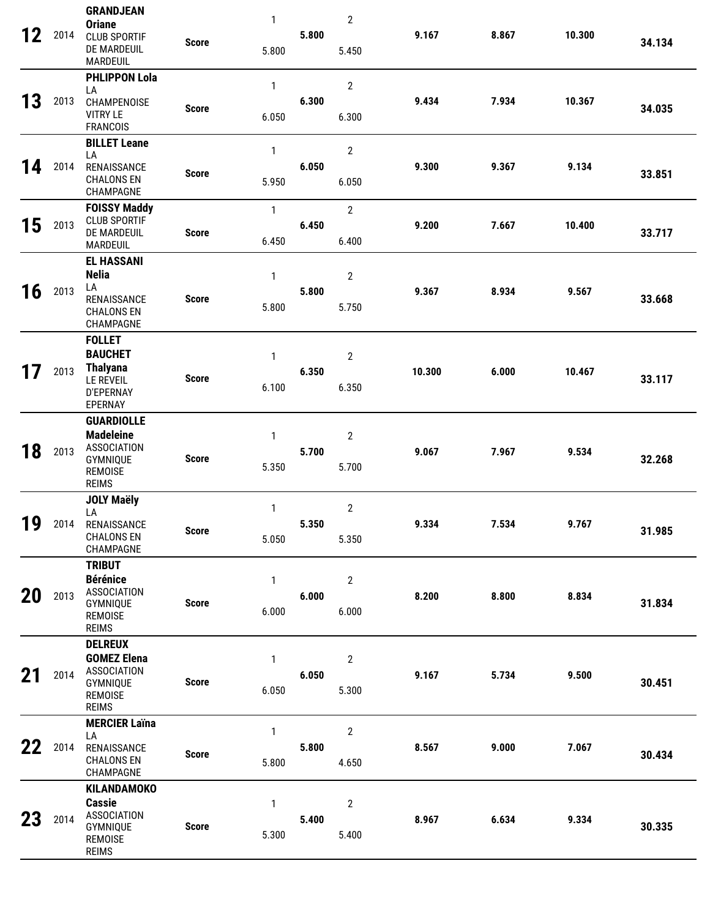| Rank | Year | Name / Club | | Vault 1 | Vault | Vault 2 | Bars | Beam | Floor | Total |
|---|---|---|---|---|---|---|---|---|---|---|
| **12** | 2014 | **GRANDJEAN Oriane** CLUB SPORTIF DE MARDEUIL MARDEUIL | **Score** | 1<br>5.800 | **5.800** | 2<br>5.450 | **9.167** | **8.867** | **10.300** | **34.134** |
| **13** | 2013 | **PHLIPPON Lola** LA CHAMPENOISE VITRY LE FRANCOIS | **Score** | 1<br>6.050 | **6.300** | 2<br>6.300 | **9.434** | **7.934** | **10.367** | **34.035** |
| **14** | 2014 | **BILLET Leane** LA RENAISSANCE CHALONS EN CHAMPAGNE | **Score** | 1<br>5.950 | **6.050** | 2<br>6.050 | **9.300** | **9.367** | **9.134** | **33.851** |
| **15** | 2013 | **FOISSY Maddy** CLUB SPORTIF DE MARDEUIL MARDEUIL | **Score** | 1<br>6.450 | **6.450** | 2<br>6.400 | **9.200** | **7.667** | **10.400** | **33.717** |
| **16** | 2013 | **EL HASSANI Nelia** LA RENAISSANCE CHALONS EN CHAMPAGNE | **Score** | 1<br>5.800 | **5.800** | 2<br>5.750 | **9.367** | **8.934** | **9.567** | **33.668** |
| **17** | 2013 | **FOLLET BAUCHET Thalyana** LE REVEIL D'EPERNAY EPERNAY | **Score** | 1<br>6.100 | **6.350** | 2<br>6.350 | **10.300** | **6.000** | **10.467** | **33.117** |
| **18** | 2013 | **GUARDIOLLE Madeleine** ASSOCIATION GYMNIQUE REMOISE REIMS | **Score** | 1<br>5.350 | **5.700** | 2<br>5.700 | **9.067** | **7.967** | **9.534** | **32.268** |
| **19** | 2014 | **JOLY Maëly** LA RENAISSANCE CHALONS EN CHAMPAGNE | **Score** | 1<br>5.050 | **5.350** | 2<br>5.350 | **9.334** | **7.534** | **9.767** | **31.985** |
| **20** | 2013 | **TRIBUT Bérénice** ASSOCIATION GYMNIQUE REMOISE REIMS | **Score** | 1<br>6.000 | **6.000** | 2<br>6.000 | **8.200** | **8.800** | **8.834** | **31.834** |
| **21** | 2014 | **DELREUX GOMEZ Elena** ASSOCIATION GYMNIQUE REMOISE REIMS | **Score** | 1<br>6.050 | **6.050** | 2<br>5.300 | **9.167** | **5.734** | **9.500** | **30.451** |
| **22** | 2014 | **MERCIER Laïna** LA RENAISSANCE CHALONS EN CHAMPAGNE | **Score** | 1<br>5.800 | **5.800** | 2<br>4.650 | **8.567** | **9.000** | **7.067** | **30.434** |
| **23** | 2014 | **KILANDAMOKO Cassie** ASSOCIATION GYMNIQUE REMOISE REIMS | **Score** | 1<br>5.300 | **5.400** | 2<br>5.400 | **8.967** | **6.634** | **9.334** | **30.335** |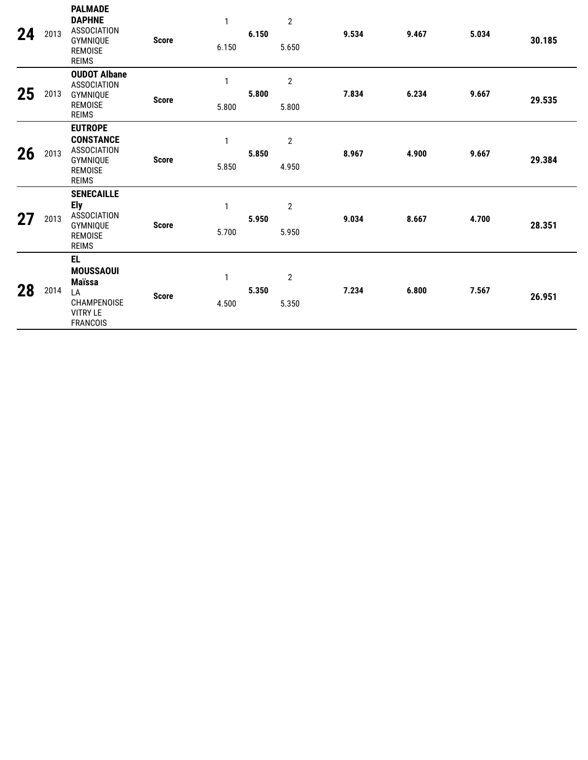| Rank | Year | Name / Club | | Vault 1 | Vault | Vault 2 | | | | Total |
|---|---|---|---|---|---|---|---|---|---|---|
| **24** | 2013 | **PALMADE DAPHNE** ASSOCIATION GYMNIQUE REMOISE REIMS | **Score** | 1<br>6.150 | **6.150** | 2<br>5.650 | **9.534** | **9.467** | **5.034** | **30.185** |
| **25** | 2013 | **OUDOT Albane** ASSOCIATION GYMNIQUE REMOISE REIMS | **Score** | 1<br>5.800 | **5.800** | 2<br>5.800 | **7.834** | **6.234** | **9.667** | **29.535** |
| **26** | 2013 | **EUTROPE CONSTANCE** ASSOCIATION GYMNIQUE REMOISE REIMS | **Score** | 1<br>5.850 | **5.850** | 2<br>4.950 | **8.967** | **4.900** | **9.667** | **29.384** |
| **27** | 2013 | **SENECAILLE Ely** ASSOCIATION GYMNIQUE REMOISE REIMS | **Score** | 1<br>5.700 | **5.950** | 2<br>5.950 | **9.034** | **8.667** | **4.700** | **28.351** |
| **28** | 2014 | **EL MOUSSAOUI Maïssa** LA CHAMPENOISE VITRY LE FRANCOIS | **Score** | 1<br>4.500 | **5.350** | 2<br>5.350 | **7.234** | **6.800** | **7.567** | **26.951** |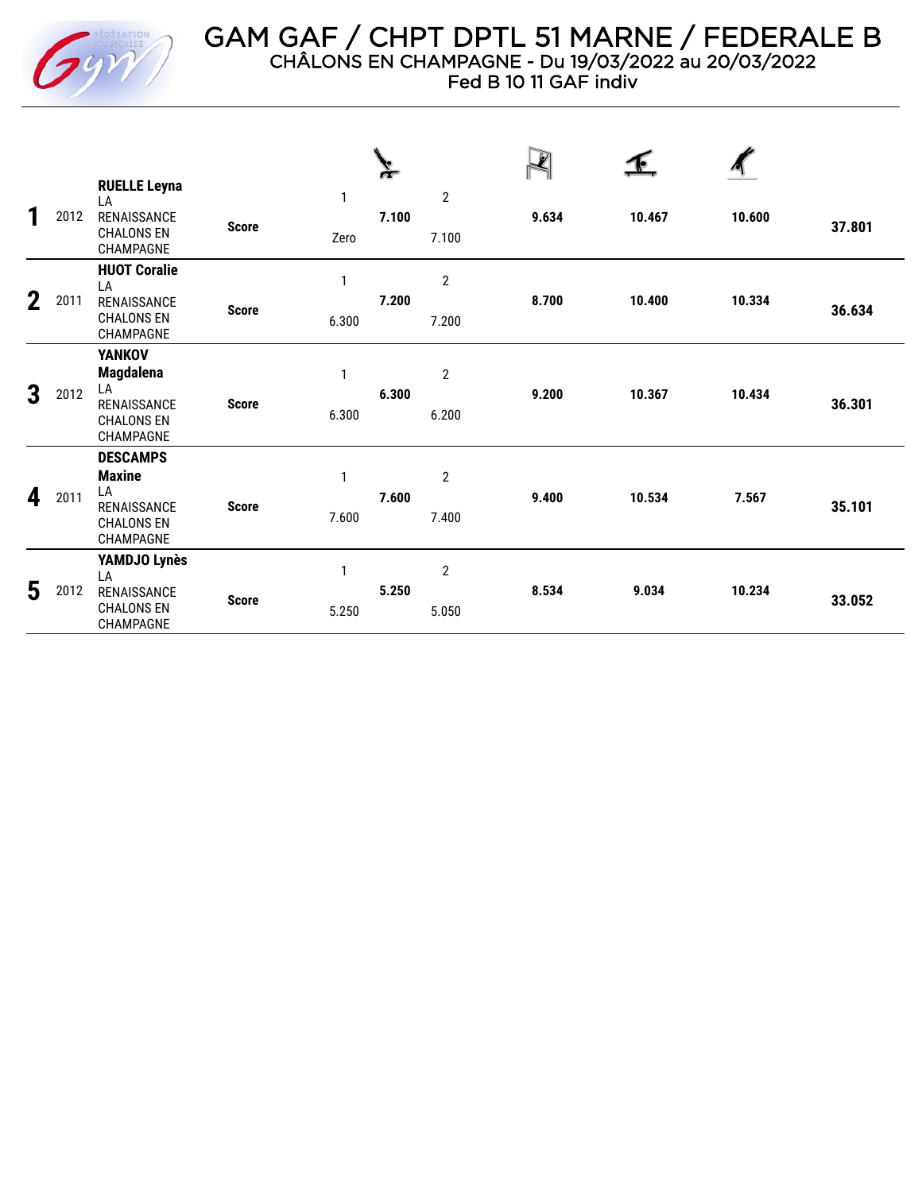# GAM GAF / CHPT DPTL 51 MARNE / FEDERALE B

CHÂLONS EN CHAMPAGNE - Du 19/03/2022 au 20/03/2022

Fed B 10 11 GAF indiv

| Rang | Année | Gymnaste / Club | | Saut 1 | Saut | Saut 2 | Barres | Poutre | Sol | Total |
|---|---|---|---|---|---|---|---|---|---|---|
| 1 | 2012 | **RUELLE Leyna** LA RENAISSANCE CHALONS EN CHAMPAGNE | **Score** | Zero | **7.100** | 7.100 | **9.634** | **10.467** | **10.600** | **37.801** |
| 2 | 2011 | **HUOT Coralie** LA RENAISSANCE CHALONS EN CHAMPAGNE | **Score** | 6.300 | **7.200** | 7.200 | **8.700** | **10.400** | **10.334** | **36.634** |
| 3 | 2012 | **YANKOV Magdalena** LA RENAISSANCE CHALONS EN CHAMPAGNE | **Score** | 6.300 | **6.300** | 6.200 | **9.200** | **10.367** | **10.434** | **36.301** |
| 4 | 2011 | **DESCAMPS Maxine** LA RENAISSANCE CHALONS EN CHAMPAGNE | **Score** | 7.600 | **7.600** | 7.400 | **9.400** | **10.534** | **7.567** | **35.101** |
| 5 | 2012 | **YAMDJO Lynès** LA RENAISSANCE CHALONS EN CHAMPAGNE | **Score** | 5.250 | **5.250** | 5.050 | **8.534** | **9.034** | **10.234** | **33.052** |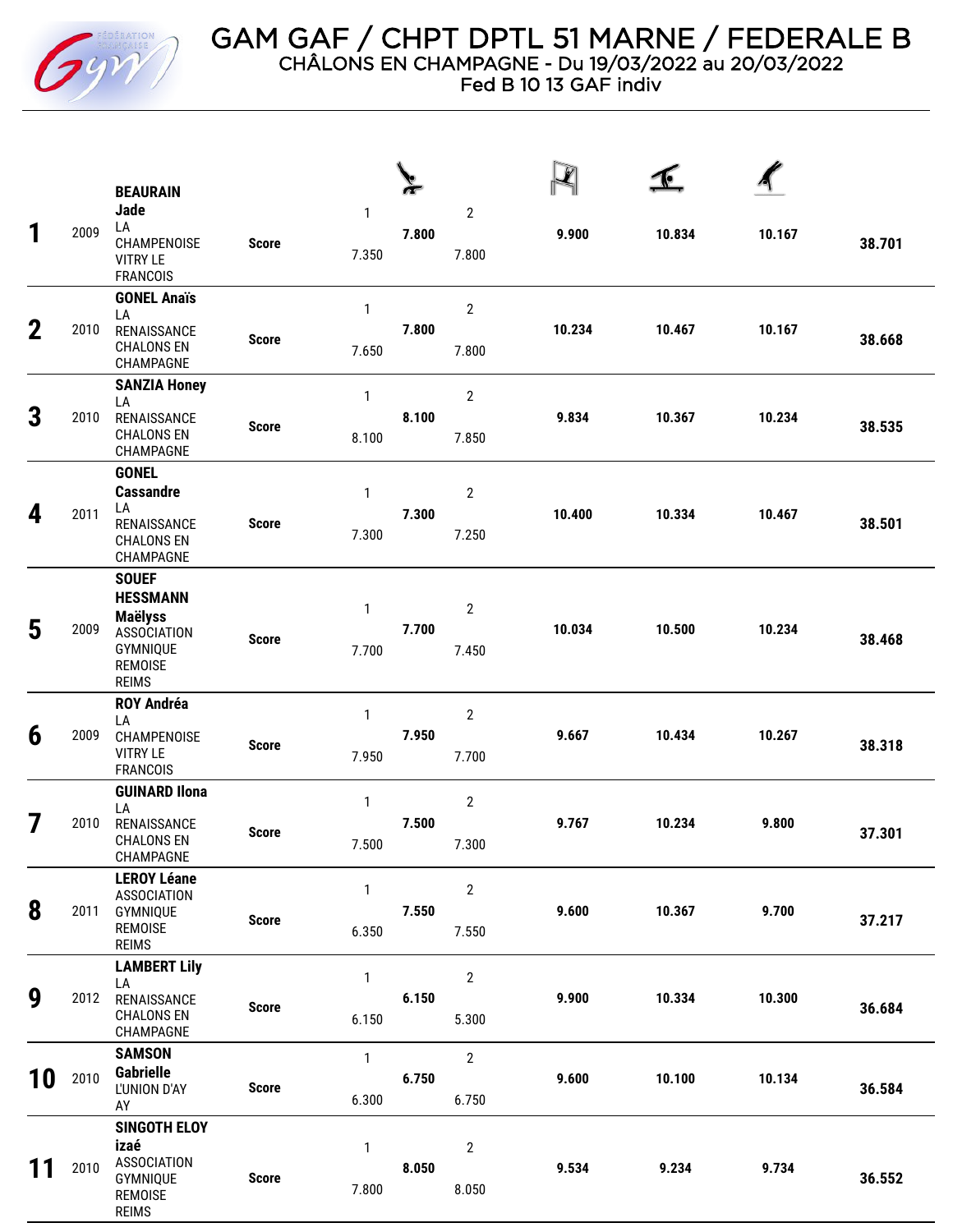# GAM GAF / CHPT DPTL 51 MARNE / FEDERALE B

CHÂLONS EN CHAMPAGNE - Du 19/03/2022 au 20/03/2022

Fed B 10 13 GAF indiv

| Rang | Année | Gymnaste / Club | | Saut 1 | Saut | Saut 2 | Barres | Poutre | Sol | Total |
|---|---|---|---|---|---|---|---|---|---|---|
| 1 | 2009 | **BEAURAIN Jade** LA CHAMPENOISE VITRY LE FRANCOIS | Score | 7.350 | 7.800 | 7.800 | 9.900 | 10.834 | 10.167 | 38.701 |
| 2 | 2010 | **GONEL Anaïs** LA RENAISSANCE CHALONS EN CHAMPAGNE | Score | 7.650 | 7.800 | 7.800 | 10.234 | 10.467 | 10.167 | 38.668 |
| 3 | 2010 | **SANZIA Honey** LA RENAISSANCE CHALONS EN CHAMPAGNE | Score | 8.100 | 8.100 | 7.850 | 9.834 | 10.367 | 10.234 | 38.535 |
| 4 | 2011 | **GONEL Cassandre** LA RENAISSANCE CHALONS EN CHAMPAGNE | Score | 7.300 | 7.300 | 7.250 | 10.400 | 10.334 | 10.467 | 38.501 |
| 5 | 2009 | **SOUEF HESSMANN Maëlyss** ASSOCIATION GYMNIQUE REMOISE REIMS | Score | 7.700 | 7.700 | 7.450 | 10.034 | 10.500 | 10.234 | 38.468 |
| 6 | 2009 | **ROY Andréa** LA CHAMPENOISE VITRY LE FRANCOIS | Score | 7.950 | 7.950 | 7.700 | 9.667 | 10.434 | 10.267 | 38.318 |
| 7 | 2010 | **GUINARD Ilona** LA RENAISSANCE CHALONS EN CHAMPAGNE | Score | 7.500 | 7.500 | 7.300 | 9.767 | 10.234 | 9.800 | 37.301 |
| 8 | 2011 | **LEROY Léane** ASSOCIATION GYMNIQUE REMOISE REIMS | Score | 6.350 | 7.550 | 7.550 | 9.600 | 10.367 | 9.700 | 37.217 |
| 9 | 2012 | **LAMBERT Lily** LA RENAISSANCE CHALONS EN CHAMPAGNE | Score | 6.150 | 6.150 | 5.300 | 9.900 | 10.334 | 10.300 | 36.684 |
| 10 | 2010 | **SAMSON Gabrielle** L'UNION D'AY AY | Score | 6.300 | 6.750 | 6.750 | 9.600 | 10.100 | 10.134 | 36.584 |
| 11 | 2010 | **SINGOTH ELOY izaé** ASSOCIATION GYMNIQUE REMOISE REIMS | Score | 7.800 | 8.050 | 8.050 | 9.534 | 9.234 | 9.734 | 36.552 |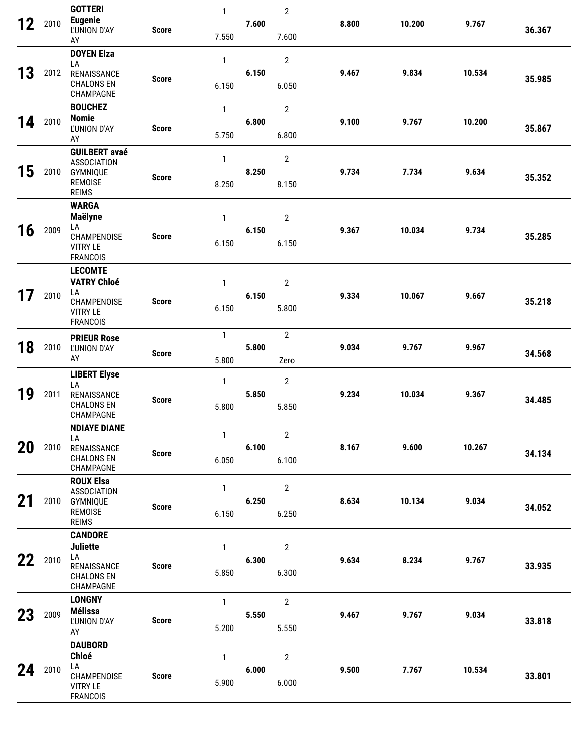| Rank | Year | Name / Club | | Vault 1 | Vault | Vault 2 | | | | Total |
|---|---|---|---|---|---|---|---|---|---|---|
| 12 | 2010 | **GOTTERI Eugenie** L'UNION D'AY AY | **Score** | 1<br>7.550 | **7.600** | 2<br>7.600 | **8.800** | **10.200** | **9.767** | **36.367** |
| 13 | 2012 | **DOYEN Elza** LA RENAISSANCE CHALONS EN CHAMPAGNE | **Score** | 1<br>6.150 | **6.150** | 2<br>6.050 | **9.467** | **9.834** | **10.534** | **35.985** |
| 14 | 2010 | **BOUCHEZ Nomie** L'UNION D'AY AY | **Score** | 1<br>5.750 | **6.800** | 2<br>6.800 | **9.100** | **9.767** | **10.200** | **35.867** |
| 15 | 2010 | **GUILBERT avaé** ASSOCIATION GYMNIQUE REMOISE REIMS | **Score** | 1<br>8.250 | **8.250** | 2<br>8.150 | **9.734** | **7.734** | **9.634** | **35.352** |
| 16 | 2009 | **WARGA Maëlyne** LA CHAMPENOISE VITRY LE FRANCOIS | **Score** | 1<br>6.150 | **6.150** | 2<br>6.150 | **9.367** | **10.034** | **9.734** | **35.285** |
| 17 | 2010 | **LECOMTE VATRY Chloé** LA CHAMPENOISE VITRY LE FRANCOIS | **Score** | 1<br>6.150 | **6.150** | 2<br>5.800 | **9.334** | **10.067** | **9.667** | **35.218** |
| 18 | 2010 | **PRIEUR Rose** L'UNION D'AY AY | **Score** | 1<br>5.800 | **5.800** | 2<br>Zero | **9.034** | **9.767** | **9.967** | **34.568** |
| 19 | 2011 | **LIBERT Elyse** LA RENAISSANCE CHALONS EN CHAMPAGNE | **Score** | 1<br>5.800 | **5.850** | 2<br>5.850 | **9.234** | **10.034** | **9.367** | **34.485** |
| 20 | 2010 | **NDIAYE DIANE** LA RENAISSANCE CHALONS EN CHAMPAGNE | **Score** | 1<br>6.050 | **6.100** | 2<br>6.100 | **8.167** | **9.600** | **10.267** | **34.134** |
| 21 | 2010 | **ROUX Elsa** ASSOCIATION GYMNIQUE REMOISE REIMS | **Score** | 1<br>6.150 | **6.250** | 2<br>6.250 | **8.634** | **10.134** | **9.034** | **34.052** |
| 22 | 2010 | **CANDORE Juliette** LA RENAISSANCE CHALONS EN CHAMPAGNE | **Score** | 1<br>5.850 | **6.300** | 2<br>6.300 | **9.634** | **8.234** | **9.767** | **33.935** |
| 23 | 2009 | **LONGNY Mélissa** L'UNION D'AY AY | **Score** | 1<br>5.200 | **5.550** | 2<br>5.550 | **9.467** | **9.767** | **9.034** | **33.818** |
| 24 | 2010 | **DAUBORD Chloé** LA CHAMPENOISE VITRY LE FRANCOIS | **Score** | 1<br>5.900 | **6.000** | 2<br>6.000 | **9.500** | **7.767** | **10.534** | **33.801** |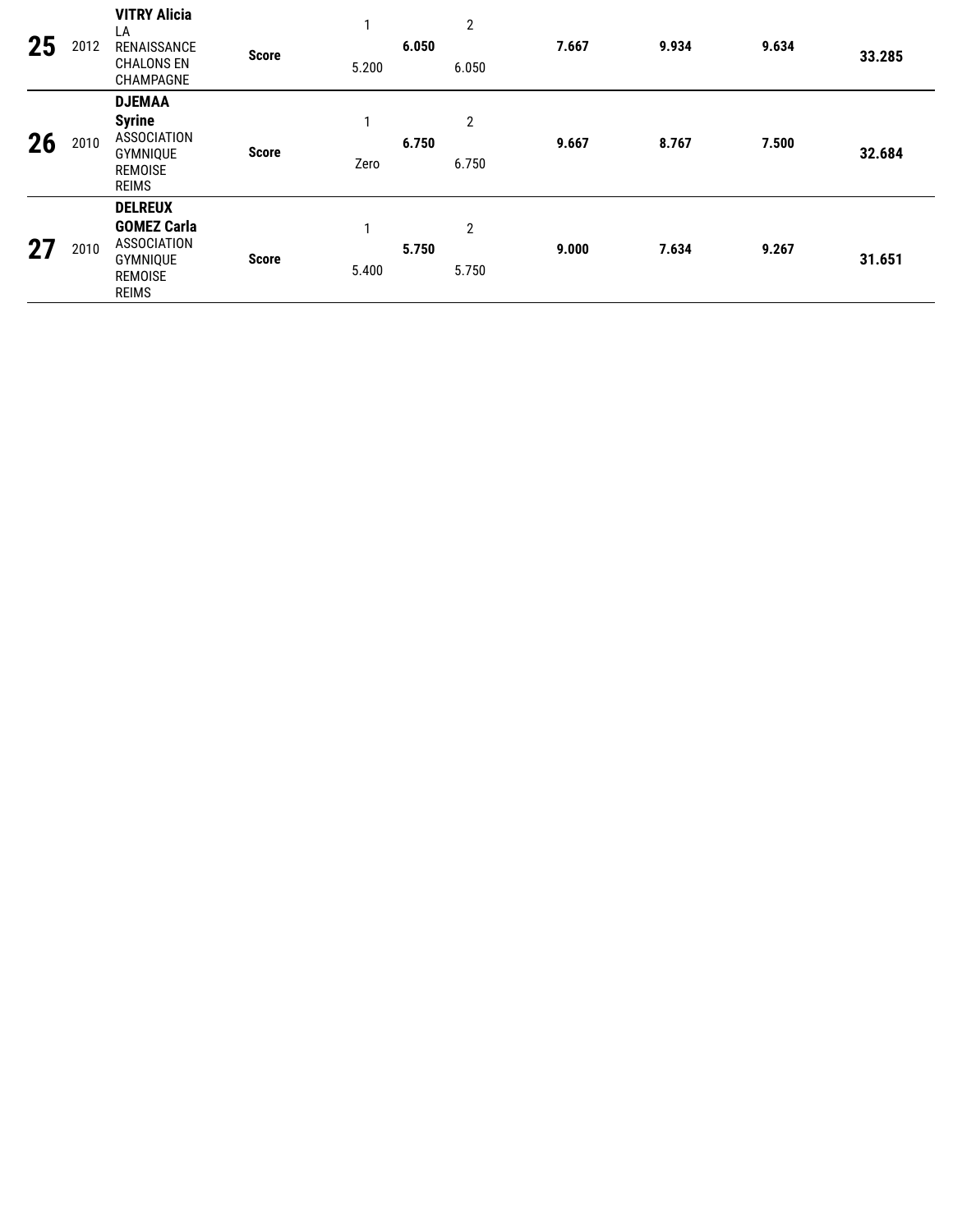| 25 | 2012 | **VITRY Alicia** LA RENAISSANCE CHALONS EN CHAMPAGNE | **Score** | 1<br>5.200 | **6.050** | 2<br>6.050 | **7.667** | **9.934** | **9.634** | **33.285** |
|---|---|---|---|---|---|---|---|---|---|---|
| 26 | 2010 | **DJEMAA Syrine** ASSOCIATION GYMNIQUE REMOISE REIMS | **Score** | 1<br>Zero | **6.750** | 2<br>6.750 | **9.667** | **8.767** | **7.500** | **32.684** |
| 27 | 2010 | **DELREUX GOMEZ Carla** ASSOCIATION GYMNIQUE REMOISE REIMS | **Score** | 1<br>5.400 | **5.750** | 2<br>5.750 | **9.000** | **7.634** | **9.267** | **31.651** |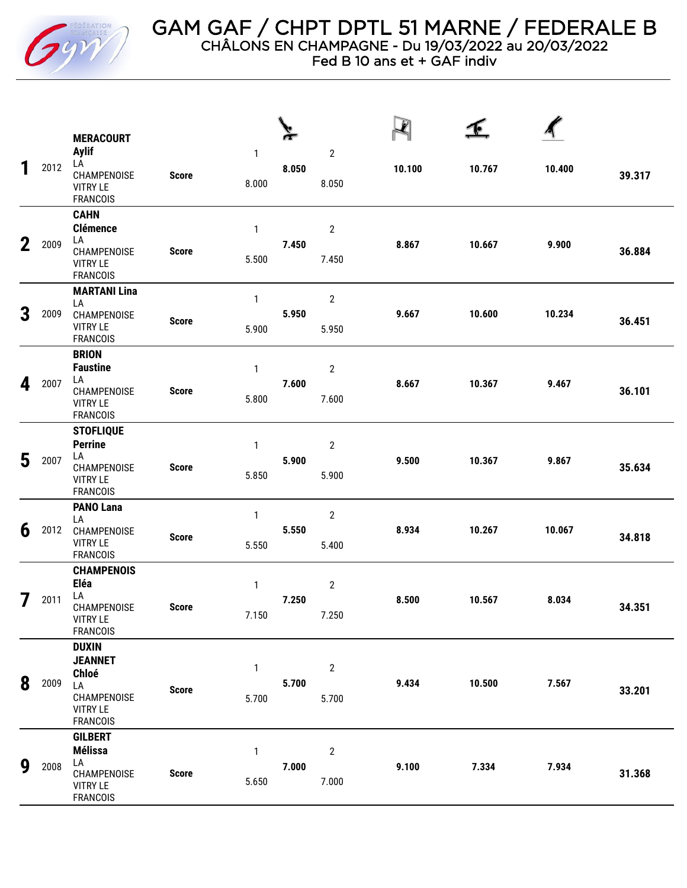# GAM GAF / CHPT DPTL 51 MARNE / FEDERALE B

CHÂLONS EN CHAMPAGNE - Du 19/03/2022 au 20/03/2022

Fed B 10 ans et + GAF indiv

| Rang | Année | Gymnaste / Club | | Saut 1 | Saut | Saut 2 | Barres | Poutre | Sol | Total |
|---|---|---|---|---|---|---|---|---|---|---|
| 1 | 2012 | MERACOURT Aylif LA CHAMPENOISE VITRY LE FRANCOIS | Score | 8.000 | 8.050 | 8.050 | 10.100 | 10.767 | 10.400 | 39.317 |
| 2 | 2009 | CAHN Clémence LA CHAMPENOISE VITRY LE FRANCOIS | Score | 5.500 | 7.450 | 7.450 | 8.867 | 10.667 | 9.900 | 36.884 |
| 3 | 2009 | MARTANI Lina LA CHAMPENOISE VITRY LE FRANCOIS | Score | 5.900 | 5.950 | 5.950 | 9.667 | 10.600 | 10.234 | 36.451 |
| 4 | 2007 | BRION Faustine LA CHAMPENOISE VITRY LE FRANCOIS | Score | 5.800 | 7.600 | 7.600 | 8.667 | 10.367 | 9.467 | 36.101 |
| 5 | 2007 | STOFLIQUE Perrine LA CHAMPENOISE VITRY LE FRANCOIS | Score | 5.850 | 5.900 | 5.900 | 9.500 | 10.367 | 9.867 | 35.634 |
| 6 | 2012 | PANO Lana LA CHAMPENOISE VITRY LE FRANCOIS | Score | 5.550 | 5.550 | 5.400 | 8.934 | 10.267 | 10.067 | 34.818 |
| 7 | 2011 | CHAMPENOIS Eléa LA CHAMPENOISE VITRY LE FRANCOIS | Score | 7.150 | 7.250 | 7.250 | 8.500 | 10.567 | 8.034 | 34.351 |
| 8 | 2009 | DUXIN JEANNET Chloé LA CHAMPENOISE VITRY LE FRANCOIS | Score | 5.700 | 5.700 | 5.700 | 9.434 | 10.500 | 7.567 | 33.201 |
| 9 | 2008 | GILBERT Mélissa LA CHAMPENOISE VITRY LE FRANCOIS | Score | 5.650 | 7.000 | 7.000 | 9.100 | 7.334 | 7.934 | 31.368 |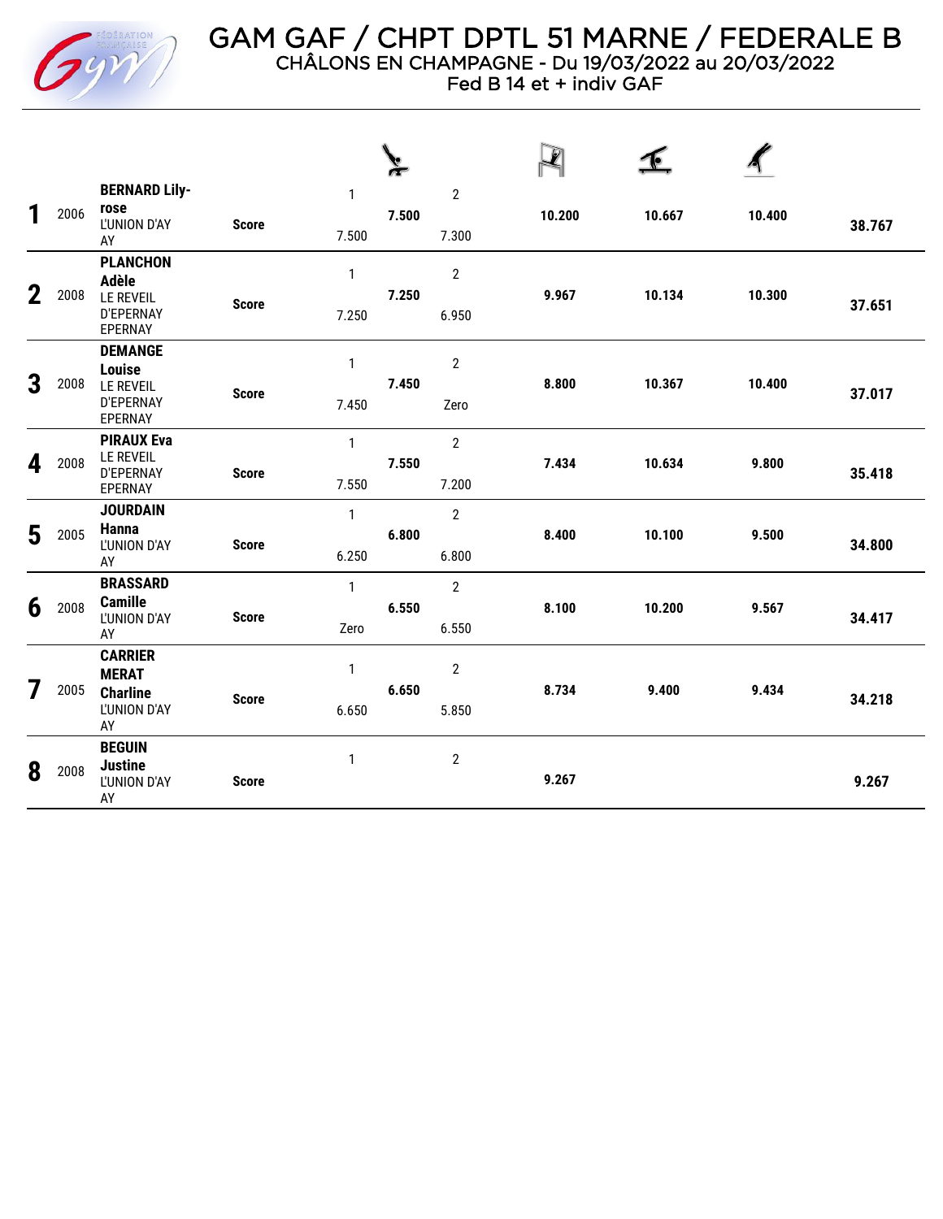# GAM GAF / CHPT DPTL 51 MARNE / FEDERALE B

## CHÂLONS EN CHAMPAGNE - Du 19/03/2022 au 20/03/2022

### Fed B 14 et + indiv GAF

| Rang | Année | Gymnaste / Club | | Saut 1 | Saut | Saut 2 | Barres | Poutre | Sol | Total |
|---|---|---|---|---|---|---|---|---|---|---|
| **1** | 2006 | **BERNARD Lily-rose** L'UNION D'AY AY | **Score** | 1<br>7.500 | **7.500** | 2<br>7.300 | **10.200** | **10.667** | **10.400** | **38.767** |
| **2** | 2008 | **PLANCHON Adèle** LE REVEIL D'EPERNAY EPERNAY | **Score** | 1<br>7.250 | **7.250** | 2<br>6.950 | **9.967** | **10.134** | **10.300** | **37.651** |
| **3** | 2008 | **DEMANGE Louise** LE REVEIL D'EPERNAY EPERNAY | **Score** | 1<br>7.450 | **7.450** | 2<br>Zero | **8.800** | **10.367** | **10.400** | **37.017** |
| **4** | 2008 | **PIRAUX Eva** LE REVEIL D'EPERNAY EPERNAY | **Score** | 1<br>7.550 | **7.550** | 2<br>7.200 | **7.434** | **10.634** | **9.800** | **35.418** |
| **5** | 2005 | **JOURDAIN Hanna** L'UNION D'AY AY | **Score** | 1<br>6.250 | **6.800** | 2<br>6.800 | **8.400** | **10.100** | **9.500** | **34.800** |
| **6** | 2008 | **BRASSARD Camille** L'UNION D'AY AY | **Score** | 1<br>Zero | **6.550** | 2<br>6.550 | **8.100** | **10.200** | **9.567** | **34.417** |
| **7** | 2005 | **CARRIER MERAT Charline** L'UNION D'AY AY | **Score** | 1<br>6.650 | **6.650** | 2<br>5.850 | **8.734** | **9.400** | **9.434** | **34.218** |
| **8** | 2008 | **BEGUIN Justine** L'UNION D'AY AY | **Score** | 1 | | 2 | **9.267** | | | **9.267** |